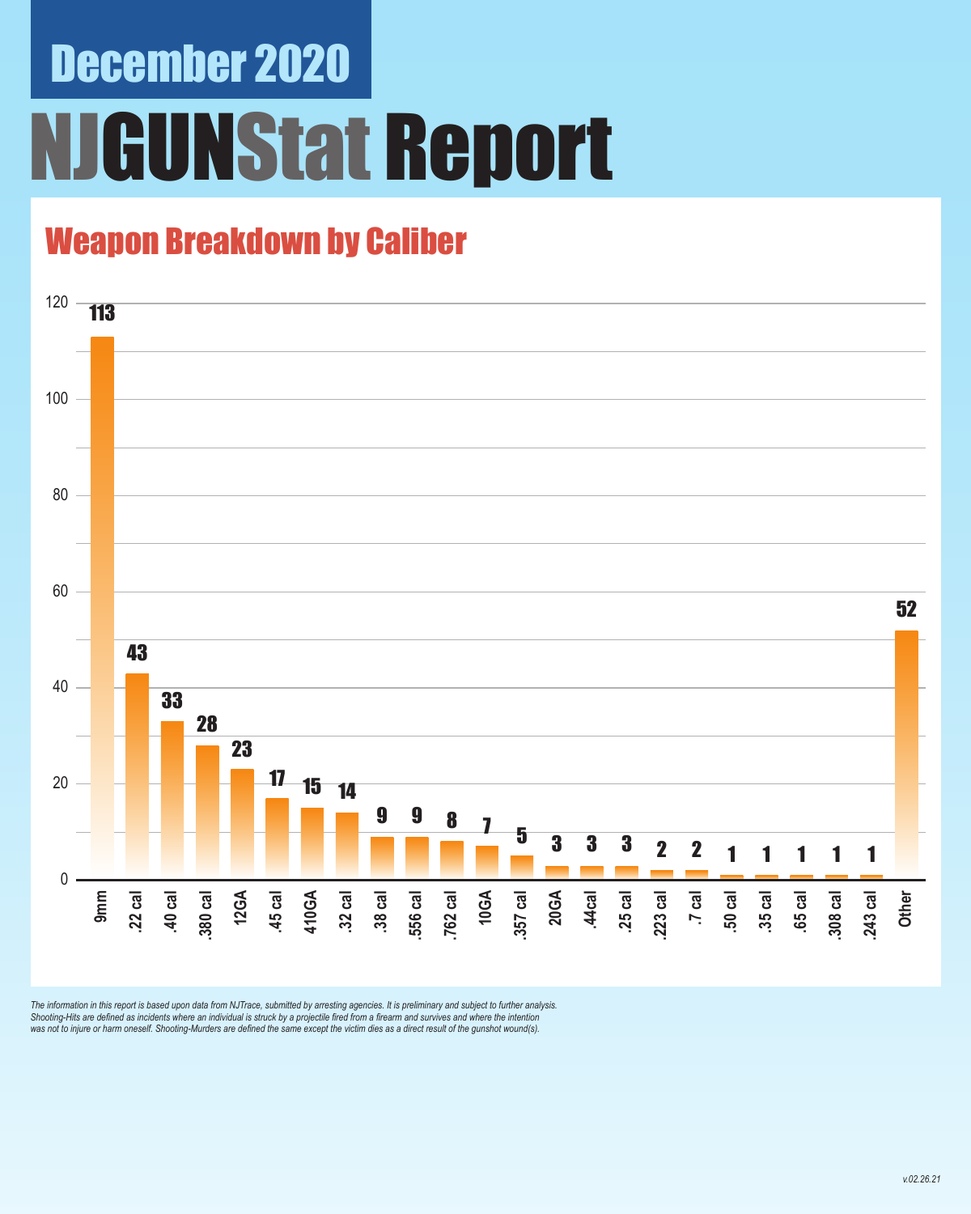# December 2020

# NJGUNStat Report

## Weapon Breakdown by Caliber

| Caliber | Count |
|---|---|
| 9mm | 113 |
| .22 cal | 43 |
| .40 cal | 33 |
| .380 cal | 28 |
| 12GA | 23 |
| .45 cal | 17 |
| 410GA | 15 |
| .32 cal | 14 |
| .38 cal | 9 |
| .556 cal | 9 |
| .762 cal | 8 |
| 10GA | 7 |
| .357 cal | 5 |
| 20GA | 3 |
| .44cal | 3 |
| .25 cal | 3 |
| .223 cal | 2 |
| .7 cal | 2 |
| .50 cal | 1 |
| .35 cal | 1 |
| .65 cal | 1 |
| .308 cal | 1 |
| .243 cal | 1 |
| Other | 52 |

*The information in this report is based upon data from NJTrace, submitted by arresting agencies. It is preliminary and subject to further analysis. Shooting-Hits are defined as incidents where an individual is struck by a projectile fired from a firearm and survives and where the intention was not to injure or harm oneself. Shooting-Murders are defined the same except the victim dies as a direct result of the gunshot wound(s).*

*v.02.26.21*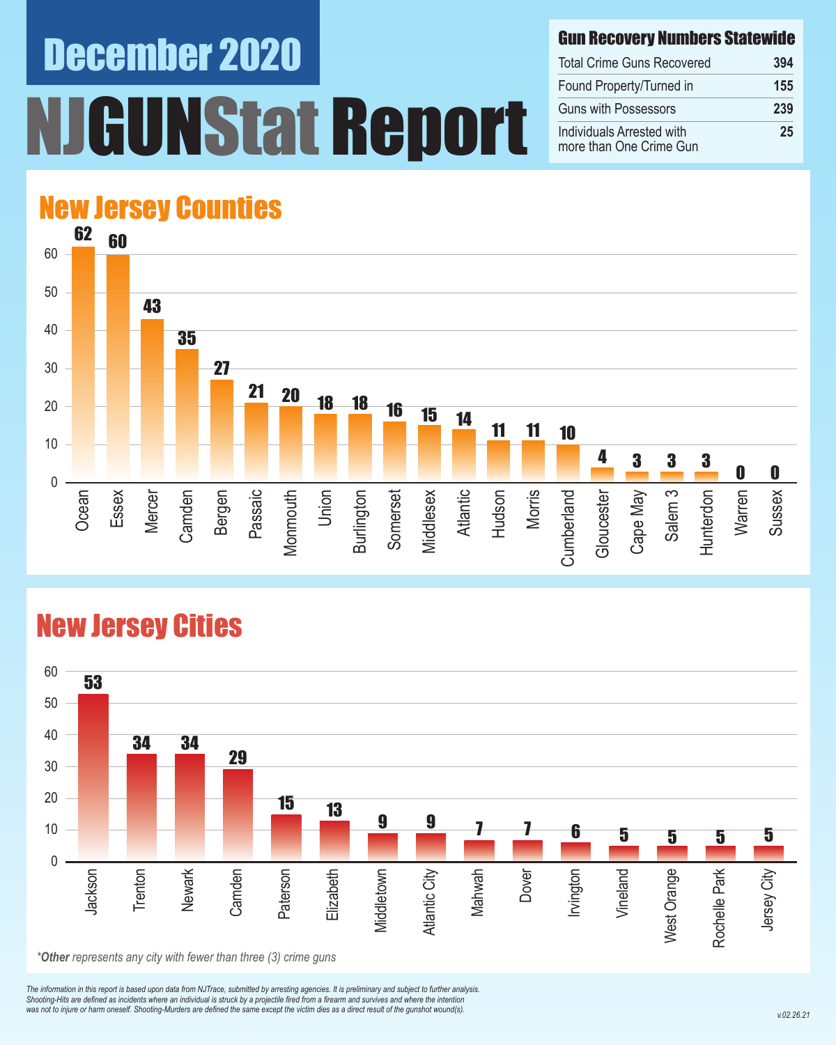# December 2020

# NJGUNStat Report

## Gun Recovery Numbers Statewide

| Gun Recovery Numbers Statewide | |
|---|---|
| Total Crime Guns Recovered | 394 |
| Found Property/Turned in | 155 |
| Guns with Possessors | 239 |
| Individuals Arrested with more than One Crime Gun | 25 |

## New Jersey Counties

| County | Crime Guns |
|---|---|
| Ocean | 62 |
| Essex | 60 |
| Mercer | 43 |
| Camden | 35 |
| Bergen | 27 |
| Passaic | 21 |
| Monmouth | 20 |
| Union | 18 |
| Burlington | 18 |
| Somerset | 16 |
| Middlesex | 15 |
| Atlantic | 14 |
| Hudson | 11 |
| Morris | 11 |
| Cumberland | 10 |
| Gloucester | 4 |
| Cape May | 3 |
| Salem 3 | 3 |
| Hunterdon | 3 |
| Warren | 0 |
| Sussex | 0 |

## New Jersey Cities

| City | Crime Guns |
|---|---|
| Jackson | 53 |
| Trenton | 34 |
| Newark | 34 |
| Camden | 29 |
| Paterson | 15 |
| Elizabeth | 13 |
| Middletown | 9 |
| Atlantic City | 9 |
| Mahwah | 7 |
| Dover | 7 |
| Irvington | 6 |
| Vineland | 5 |
| West Orange | 5 |
| Rochelle Park | 5 |
| Jersey City | 5 |

*Other represents any city with fewer than three (3) crime guns*

*The information in this report is based upon data from NJTrace, submitted by arresting agencies. It is preliminary and subject to further analysis. Shooting-Hits are defined as incidents where an individual is struck by a projectile fired from a firearm and survives and where the intention was not to injure or harm oneself. Shooting-Murders are defined the same except the victim dies as a direct result of the gunshot wound(s).*

v.02.26.21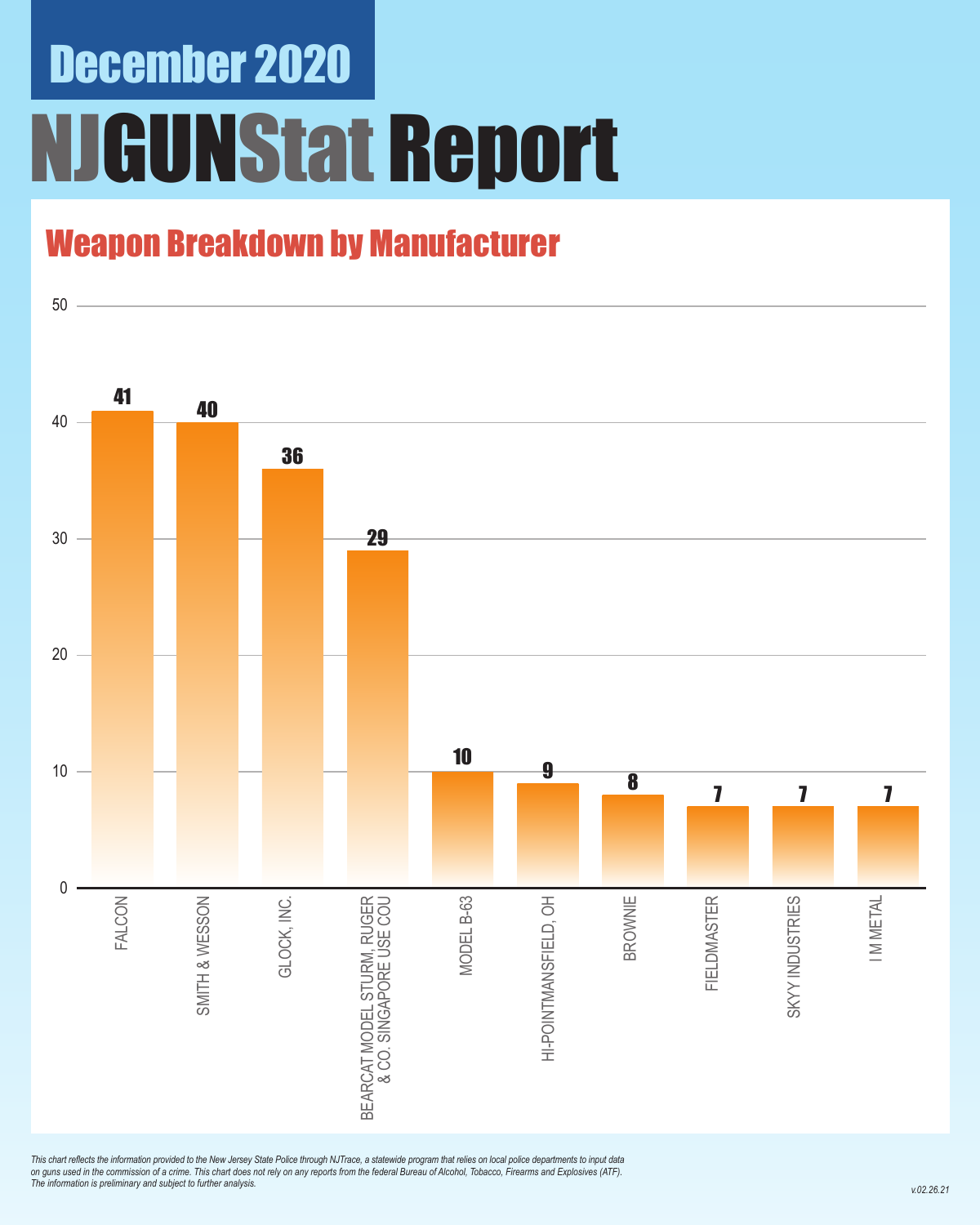December 2020

# NJGUNStat Report

## Weapon Breakdown by Manufacturer

| Manufacturer | Count |
|---|---|
| FALCON | 41 |
| SMITH & WESSON | 40 |
| GLOCK, INC. | 36 |
| BEARCAT MODEL STURM, RUGER & CO. SINGAPORE USE COU | 29 |
| MODEL B-63 | 10 |
| HI-POINTMANSFIELD, OH | 9 |
| BROWNIE | 8 |
| FIELDMASTER | 7 |
| SKYY INDUSTRIES | 7 |
| I M METAL | 7 |

*This chart reflects the information provided to the New Jersey State Police through NJTrace, a statewide program that relies on local police departments to input data on guns used in the commission of a crime. This chart does not rely on any reports from the federal Bureau of Alcohol, Tobacco, Firearms and Explosives (ATF). The information is preliminary and subject to further analysis.*

*v.02.26.21*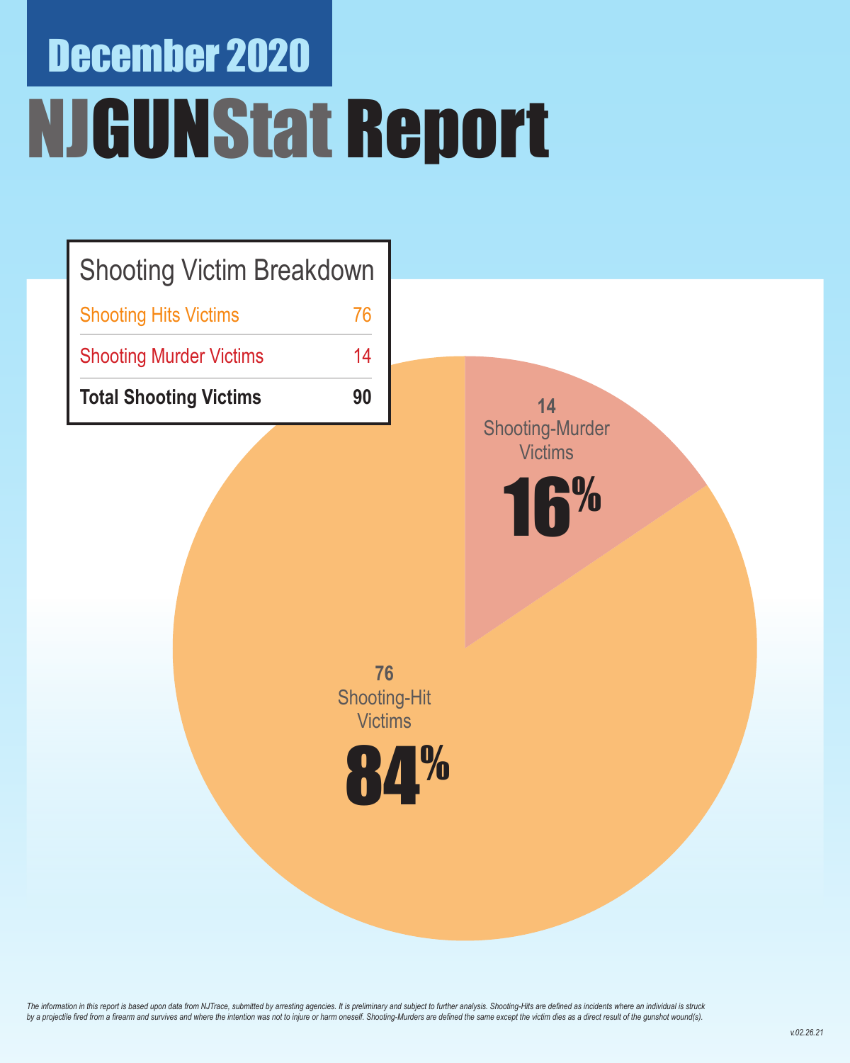## December 2020

# NJGUNStat Report

### Shooting Victim Breakdown

| | |
|---|---|
| Shooting Hits Victims | 76 |
| Shooting Murder Victims | 14 |
| **Total Shooting Victims** | **90** |

14
Shooting-Murder Victims
16%

76
Shooting-Hit Victims
84%

*The information in this report is based upon data from NJTrace, submitted by arresting agencies. It is preliminary and subject to further analysis. Shooting-Hits are defined as incidents where an individual is struck by a projectile fired from a firearm and survives and where the intention was not to injure or harm oneself. Shooting-Murders are defined the same except the victim dies as a direct result of the gunshot wound(s).*

*v.02.26.21*